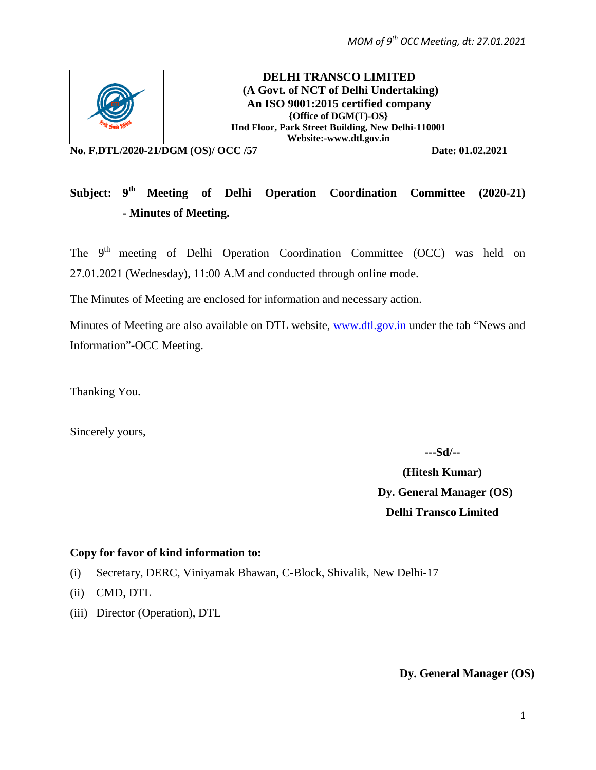**DELHI TRANSCO LIMITED**
**(A Govt. of NCT of Delhi Undertaking)**
**An ISO 9001:2015 certified company**
**{Office of DGM(T)-OS}**
**IInd Floor, Park Street Building, New Delhi-110001**
**Website:-www.dtl.gov.in**

**No. F.DTL/2020-21/DGM (OS)/ OCC /57** **Date: 01.02.2021**

**Subject: 9th Meeting of Delhi Operation Coordination Committee (2020-21) - Minutes of Meeting.**

The 9th meeting of Delhi Operation Coordination Committee (OCC) was held on 27.01.2021 (Wednesday), 11:00 A.M and conducted through online mode.

The Minutes of Meeting are enclosed for information and necessary action.

Minutes of Meeting are also available on DTL website, www.dtl.gov.in under the tab "News and Information"-OCC Meeting.

Thanking You.

Sincerely yours,

**---Sd/--**

**(Hitesh Kumar)**
**Dy. General Manager (OS)**
**Delhi Transco Limited**

**Copy for favor of kind information to:**

(i) Secretary, DERC, Viniyamak Bhawan, C-Block, Shivalik, New Delhi-17
(ii) CMD, DTL
(iii) Director (Operation), DTL

**Dy. General Manager (OS)**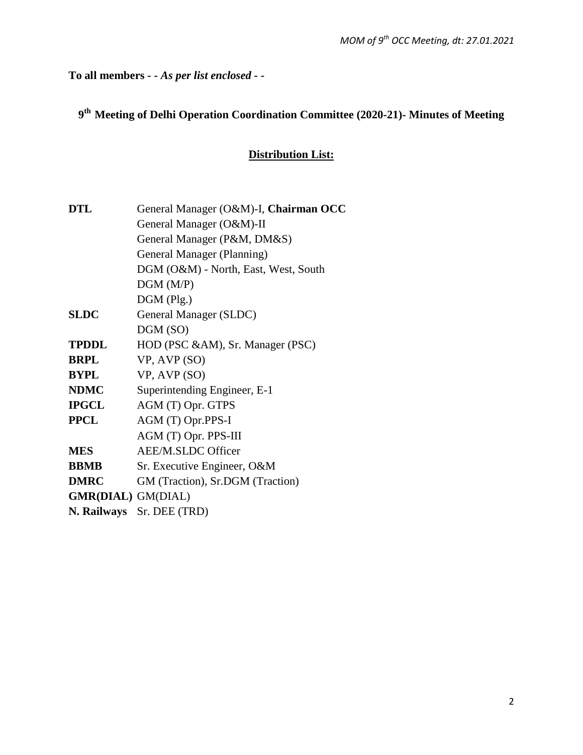**To all members** - - *As per list enclosed* - -

## 9th Meeting of Delhi Operation Coordination Committee (2020-21)- Minutes of Meeting

### Distribution List:

| | |
|---|---|
| **DTL** | General Manager (O&M)-I, **Chairman OCC** |
| | General Manager (O&M)-II |
| | General Manager (P&M, DM&S) |
| | General Manager (Planning) |
| | DGM (O&M) - North, East, West, South |
| | DGM (M/P) |
| | DGM (Plg.) |
| **SLDC** | General Manager (SLDC) |
| | DGM (SO) |
| **TPDDL** | HOD (PSC &AM), Sr. Manager (PSC) |
| **BRPL** | VP, AVP (SO) |
| **BYPL** | VP, AVP (SO) |
| **NDMC** | Superintending Engineer, E-1 |
| **IPGCL** | AGM (T) Opr. GTPS |
| **PPCL** | AGM (T) Opr.PPS-I |
| | AGM (T) Opr. PPS-III |
| **MES** | AEE/M.SLDC Officer |
| **BBMB** | Sr. Executive Engineer, O&M |
| **DMRC** | GM (Traction), Sr.DGM (Traction) |
| **GMR(DIAL)** | GM(DIAL) |
| **N. Railways** | Sr. DEE (TRD) |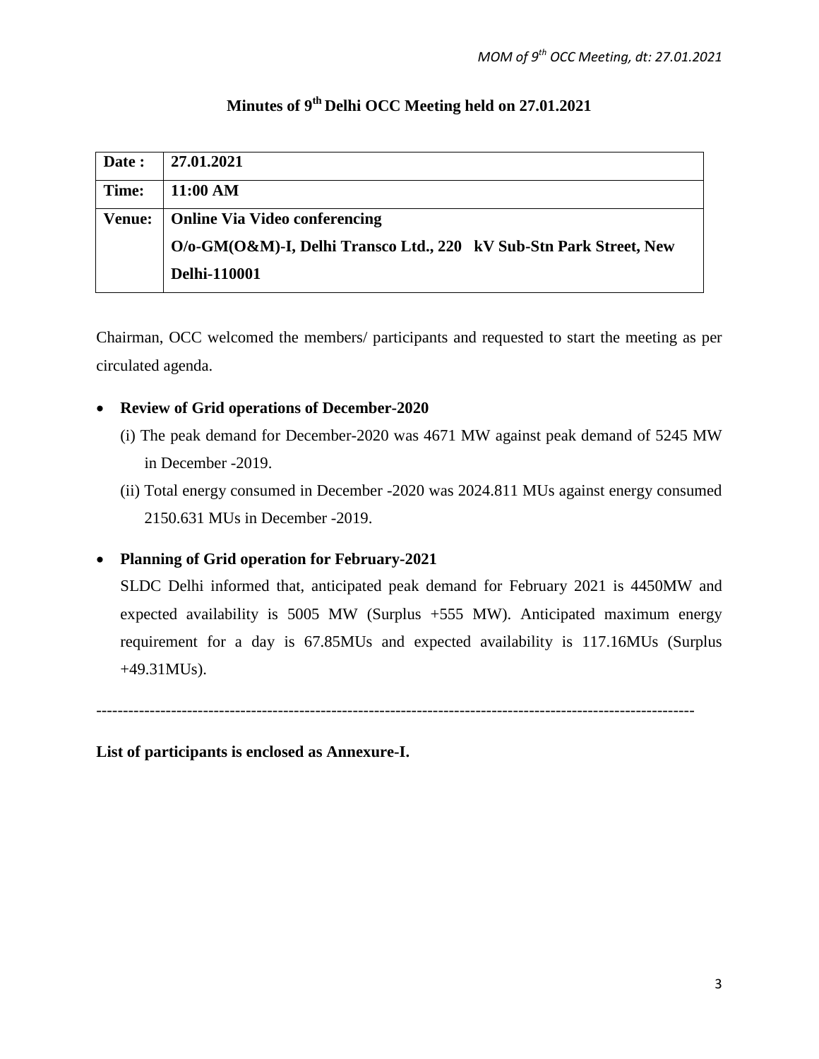# Minutes of 9th Delhi OCC Meeting held on 27.01.2021

| Date : | 27.01.2021 |
|---|---|
| Time: | 11:00 AM |
| Venue: | Online Via Video conferencing<br>O/o-GM(O&M)-I, Delhi Transco Ltd., 220 kV Sub-Stn Park Street, New Delhi-110001 |

Chairman, OCC welcomed the members/ participants and requested to start the meeting as per circulated agenda.

- **Review of Grid operations of December-2020**
  - (i) The peak demand for December-2020 was 4671 MW against peak demand of 5245 MW in December -2019.
  - (ii) Total energy consumed in December -2020 was 2024.811 MUs against energy consumed 2150.631 MUs in December -2019.

- **Planning of Grid operation for February-2021**

  SLDC Delhi informed that, anticipated peak demand for February 2021 is 4450MW and expected availability is 5005 MW (Surplus +555 MW). Anticipated maximum energy requirement for a day is 67.85MUs and expected availability is 117.16MUs (Surplus +49.31MUs).

---

**List of participants is enclosed as Annexure-I.**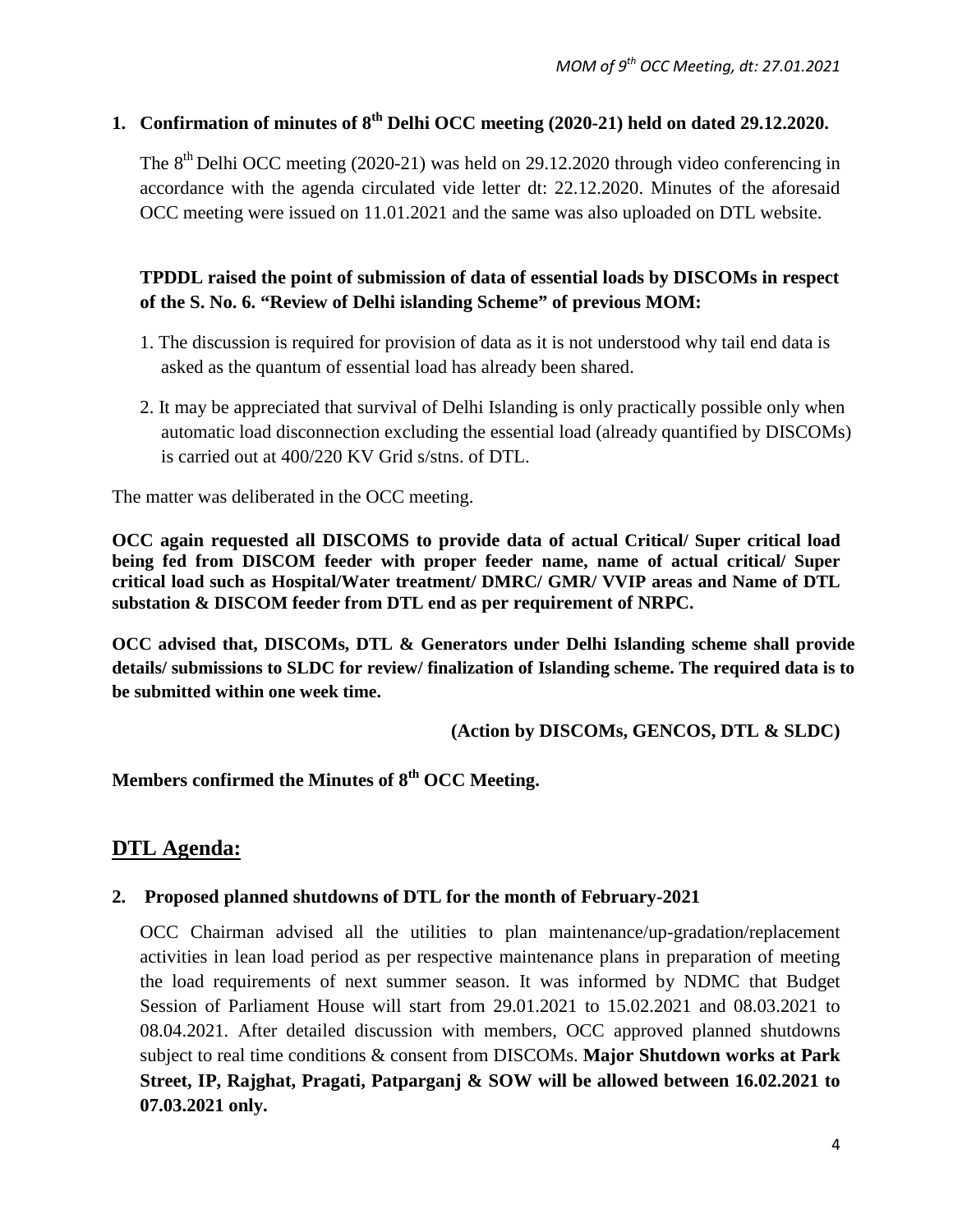## 1. Confirmation of minutes of 8th Delhi OCC meeting (2020-21) held on dated 29.12.2020.

The 8th Delhi OCC meeting (2020-21) was held on 29.12.2020 through video conferencing in accordance with the agenda circulated vide letter dt: 22.12.2020. Minutes of the aforesaid OCC meeting were issued on 11.01.2021 and the same was also uploaded on DTL website.

**TPDDL raised the point of submission of data of essential loads by DISCOMs in respect of the S. No. 6. "Review of Delhi islanding Scheme" of previous MOM:**

1. The discussion is required for provision of data as it is not understood why tail end data is asked as the quantum of essential load has already been shared.
2. It may be appreciated that survival of Delhi Islanding is only practically possible only when automatic load disconnection excluding the essential load (already quantified by DISCOMs) is carried out at 400/220 KV Grid s/stns. of DTL.

The matter was deliberated in the OCC meeting.

**OCC again requested all DISCOMS to provide data of actual Critical/ Super critical load being fed from DISCOM feeder with proper feeder name, name of actual critical/ Super critical load such as Hospital/Water treatment/ DMRC/ GMR/ VVIP areas and Name of DTL substation & DISCOM feeder from DTL end as per requirement of NRPC.**

**OCC advised that, DISCOMs, DTL & Generators under Delhi Islanding scheme shall provide details/ submissions to SLDC for review/ finalization of Islanding scheme. The required data is to be submitted within one week time.**

**(Action by DISCOMs, GENCOS, DTL & SLDC)**

**Members confirmed the Minutes of 8th OCC Meeting.**

## DTL Agenda:

### 2. Proposed planned shutdowns of DTL for the month of February-2021

OCC Chairman advised all the utilities to plan maintenance/up-gradation/replacement activities in lean load period as per respective maintenance plans in preparation of meeting the load requirements of next summer season. It was informed by NDMC that Budget Session of Parliament House will start from 29.01.2021 to 15.02.2021 and 08.03.2021 to 08.04.2021. After detailed discussion with members, OCC approved planned shutdowns subject to real time conditions & consent from DISCOMs. **Major Shutdown works at Park Street, IP, Rajghat, Pragati, Patparganj & SOW will be allowed between 16.02.2021 to 07.03.2021 only.**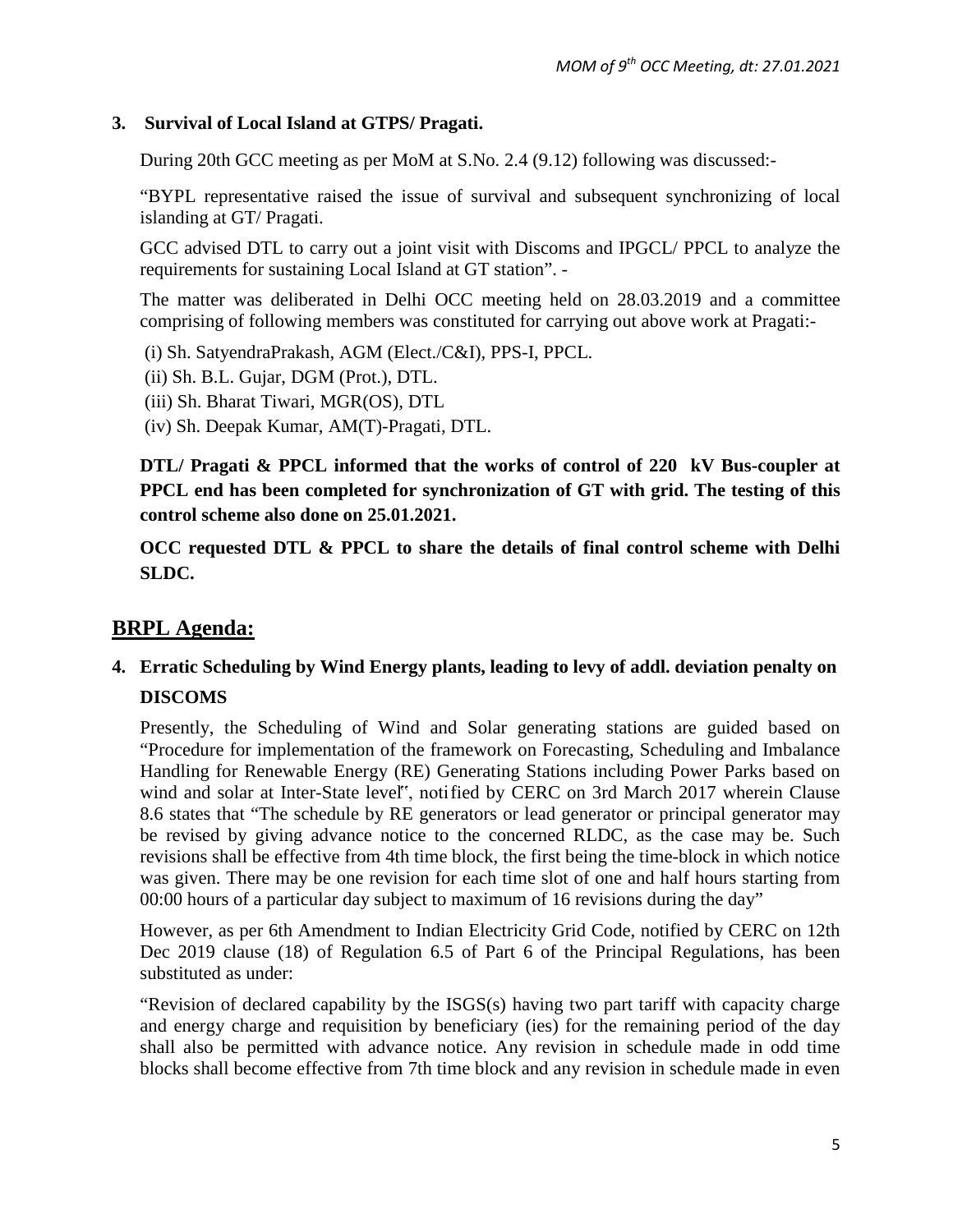**3. Survival of Local Island at GTPS/ Pragati.**

During 20th GCC meeting as per MoM at S.No. 2.4 (9.12) following was discussed:-

"BYPL representative raised the issue of survival and subsequent synchronizing of local islanding at GT/ Pragati.

GCC advised DTL to carry out a joint visit with Discoms and IPGCL/ PPCL to analyze the requirements for sustaining Local Island at GT station". -

The matter was deliberated in Delhi OCC meeting held on 28.03.2019 and a committee comprising of following members was constituted for carrying out above work at Pragati:-

(i) Sh. SatyendraPrakash, AGM (Elect./C&I), PPS-I, PPCL.
(ii) Sh. B.L. Gujar, DGM (Prot.), DTL.
(iii) Sh. Bharat Tiwari, MGR(OS), DTL
(iv) Sh. Deepak Kumar, AM(T)-Pragati, DTL.

**DTL/ Pragati & PPCL informed that the works of control of 220 kV Bus-coupler at PPCL end has been completed for synchronization of GT with grid. The testing of this control scheme also done on 25.01.2021.**

**OCC requested DTL & PPCL to share the details of final control scheme with Delhi SLDC.**

## BRPL Agenda:

**4. Erratic Scheduling by Wind Energy plants, leading to levy of addl. deviation penalty on DISCOMS**

Presently, the Scheduling of Wind and Solar generating stations are guided based on "Procedure for implementation of the framework on Forecasting, Scheduling and Imbalance Handling for Renewable Energy (RE) Generating Stations including Power Parks based on wind and solar at Inter-State level", notified by CERC on 3rd March 2017 wherein Clause 8.6 states that "The schedule by RE generators or lead generator or principal generator may be revised by giving advance notice to the concerned RLDC, as the case may be. Such revisions shall be effective from 4th time block, the first being the time-block in which notice was given. There may be one revision for each time slot of one and half hours starting from 00:00 hours of a particular day subject to maximum of 16 revisions during the day"

However, as per 6th Amendment to Indian Electricity Grid Code, notified by CERC on 12th Dec 2019 clause (18) of Regulation 6.5 of Part 6 of the Principal Regulations, has been substituted as under:

"Revision of declared capability by the ISGS(s) having two part tariff with capacity charge and energy charge and requisition by beneficiary (ies) for the remaining period of the day shall also be permitted with advance notice. Any revision in schedule made in odd time blocks shall become effective from 7th time block and any revision in schedule made in even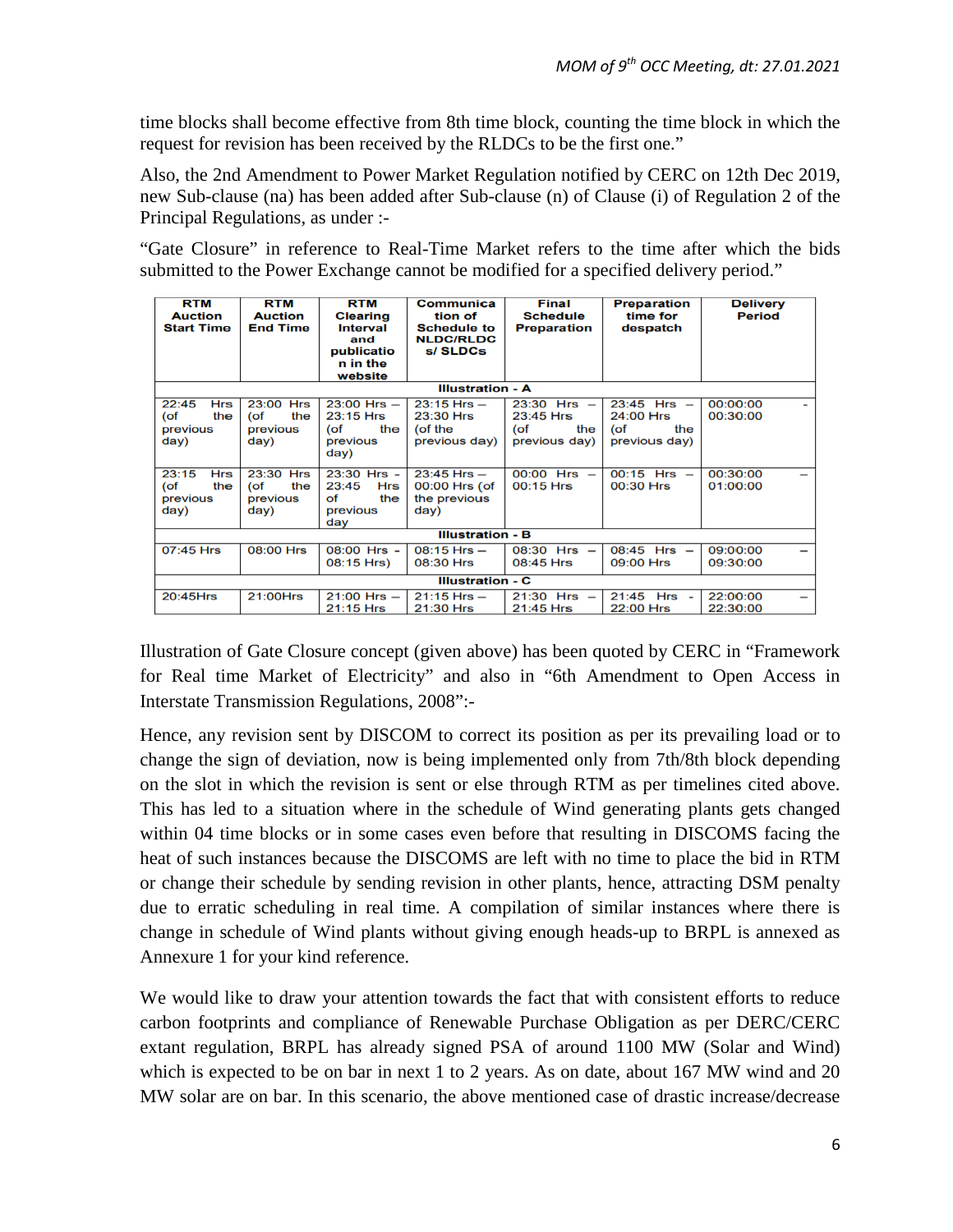time blocks shall become effective from 8th time block, counting the time block in which the request for revision has been received by the RLDCs to be the first one."

Also, the 2nd Amendment to Power Market Regulation notified by CERC on 12th Dec 2019, new Sub-clause (na) has been added after Sub-clause (n) of Clause (i) of Regulation 2 of the Principal Regulations, as under :-

"Gate Closure" in reference to Real-Time Market refers to the time after which the bids submitted to the Power Exchange cannot be modified for a specified delivery period."

| RTM Auction Start Time | RTM Auction End Time | RTM Clearing Interval and publication in the website | Communication of Schedule to NLDC/RLDCs/ SLDCs | Final Schedule Preparation | Preparation time for despatch | Delivery Period |
|---|---|---|---|---|---|---|
| **Illustration - A** | | | | | | |
| 22:45 Hrs (of the previous day) | 23:00 Hrs (of the previous day) | 23:00 Hrs – 23:15 Hrs (of the previous day) | 23:15 Hrs – 23:30 Hrs (of the previous day) | 23:30 Hrs – 23:45 Hrs (of the previous day) | 23:45 Hrs – 24:00 Hrs (of the previous day) | 00:00:00 - 00:30:00 |
| 23:15 Hrs (of the previous day) | 23:30 Hrs (of the previous day) | 23:30 Hrs - 23:45 Hrs of the previous day | 23:45 Hrs – 00:00 Hrs (of the previous day) | 00:00 Hrs – 00:15 Hrs | 00:15 Hrs – 00:30 Hrs | 00:30:00 – 01:00:00 |
| **Illustration - B** | | | | | | |
| 07:45 Hrs | 08:00 Hrs | 08:00 Hrs - 08:15 Hrs) | 08:15 Hrs – 08:30 Hrs | 08:30 Hrs – 08:45 Hrs | 08:45 Hrs – 09:00 Hrs | 09:00:00 – 09:30:00 |
| **Illustration - C** | | | | | | |
| 20:45Hrs | 21:00Hrs | 21:00 Hrs – 21:15 Hrs | 21:15 Hrs – 21:30 Hrs | 21:30 Hrs – 21:45 Hrs | 21:45 Hrs - 22:00 Hrs | 22:00:00 – 22:30:00 |

Illustration of Gate Closure concept (given above) has been quoted by CERC in "Framework for Real time Market of Electricity" and also in "6th Amendment to Open Access in Interstate Transmission Regulations, 2008":-

Hence, any revision sent by DISCOM to correct its position as per its prevailing load or to change the sign of deviation, now is being implemented only from 7th/8th block depending on the slot in which the revision is sent or else through RTM as per timelines cited above. This has led to a situation where in the schedule of Wind generating plants gets changed within 04 time blocks or in some cases even before that resulting in DISCOMS facing the heat of such instances because the DISCOMS are left with no time to place the bid in RTM or change their schedule by sending revision in other plants, hence, attracting DSM penalty due to erratic scheduling in real time. A compilation of similar instances where there is change in schedule of Wind plants without giving enough heads-up to BRPL is annexed as Annexure 1 for your kind reference.

We would like to draw your attention towards the fact that with consistent efforts to reduce carbon footprints and compliance of Renewable Purchase Obligation as per DERC/CERC extant regulation, BRPL has already signed PSA of around 1100 MW (Solar and Wind) which is expected to be on bar in next 1 to 2 years. As on date, about 167 MW wind and 20 MW solar are on bar. In this scenario, the above mentioned case of drastic increase/decrease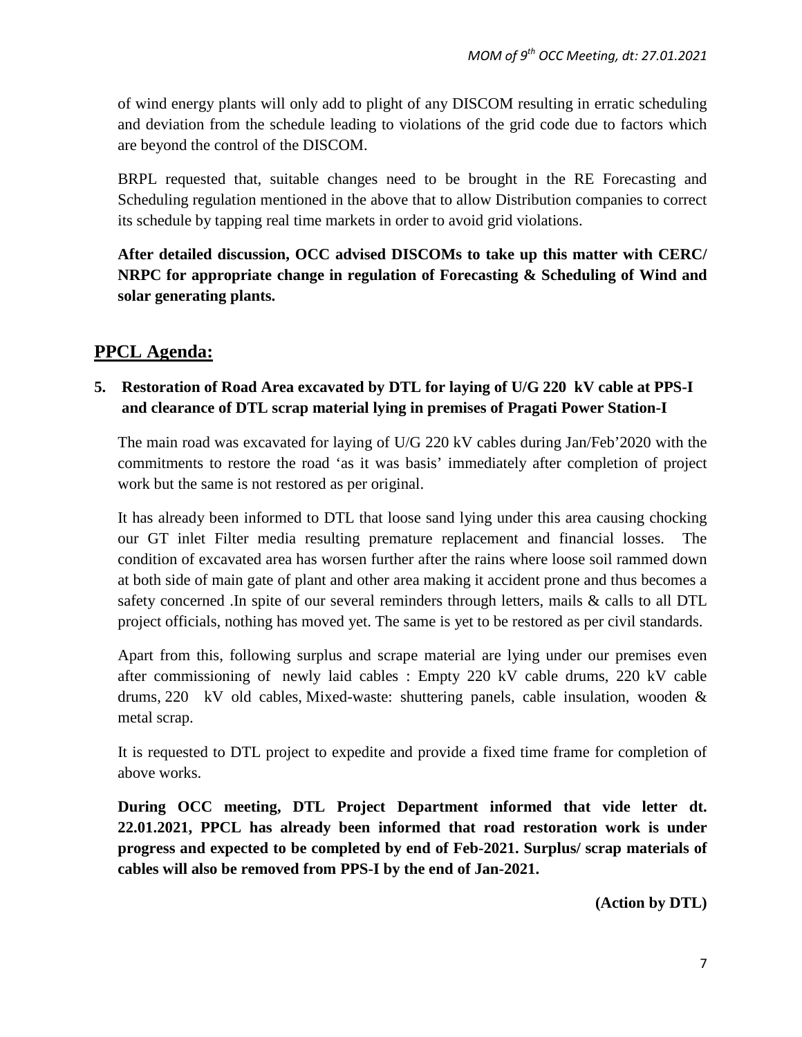of wind energy plants will only add to plight of any DISCOM resulting in erratic scheduling and deviation from the schedule leading to violations of the grid code due to factors which are beyond the control of the DISCOM.

BRPL requested that, suitable changes need to be brought in the RE Forecasting and Scheduling regulation mentioned in the above that to allow Distribution companies to correct its schedule by tapping real time markets in order to avoid grid violations.

**After detailed discussion, OCC advised DISCOMs to take up this matter with CERC/ NRPC for appropriate change in regulation of Forecasting & Scheduling of Wind and solar generating plants.**

## PPCL Agenda:

**5. Restoration of Road Area excavated by DTL for laying of U/G 220 kV cable at PPS-I and clearance of DTL scrap material lying in premises of Pragati Power Station-I**

The main road was excavated for laying of U/G 220 kV cables during Jan/Feb'2020 with the commitments to restore the road 'as it was basis' immediately after completion of project work but the same is not restored as per original.

It has already been informed to DTL that loose sand lying under this area causing chocking our GT inlet Filter media resulting premature replacement and financial losses. The condition of excavated area has worsen further after the rains where loose soil rammed down at both side of main gate of plant and other area making it accident prone and thus becomes a safety concerned .In spite of our several reminders through letters, mails & calls to all DTL project officials, nothing has moved yet. The same is yet to be restored as per civil standards.

Apart from this, following surplus and scrape material are lying under our premises even after commissioning of newly laid cables : Empty 220 kV cable drums, 220 kV cable drums, 220 kV old cables, Mixed-waste: shuttering panels, cable insulation, wooden & metal scrap.

It is requested to DTL project to expedite and provide a fixed time frame for completion of above works.

**During OCC meeting, DTL Project Department informed that vide letter dt. 22.01.2021, PPCL has already been informed that road restoration work is under progress and expected to be completed by end of Feb-2021. Surplus/ scrap materials of cables will also be removed from PPS-I by the end of Jan-2021.**

**(Action by DTL)**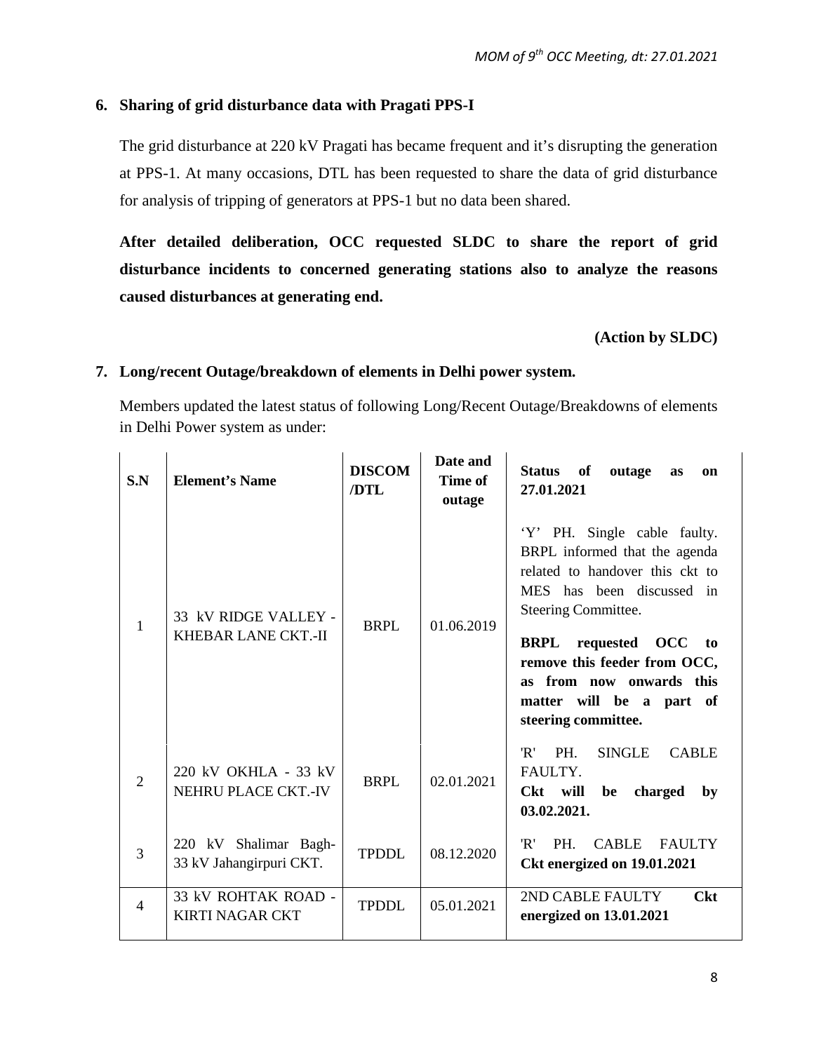## 6. Sharing of grid disturbance data with Pragati PPS-I

The grid disturbance at 220 kV Pragati has became frequent and it's disrupting the generation at PPS-1. At many occasions, DTL has been requested to share the data of grid disturbance for analysis of tripping of generators at PPS-1 but no data been shared.

**After detailed deliberation, OCC requested SLDC to share the report of grid disturbance incidents to concerned generating stations also to analyze the reasons caused disturbances at generating end.**

**(Action by SLDC)**

## 7. Long/recent Outage/breakdown of elements in Delhi power system.

Members updated the latest status of following Long/Recent Outage/Breakdowns of elements in Delhi Power system as under:

| S.N | Element's Name | DISCOM /DTL | Date and Time of outage | Status of outage as on 27.01.2021 |
|---|---|---|---|---|
| 1 | 33 kV RIDGE VALLEY - KHEBAR LANE CKT.-II | BRPL | 01.06.2019 | 'Y' PH. Single cable faulty. BRPL informed that the agenda related to handover this ckt to MES has been discussed in Steering Committee. **BRPL requested OCC to remove this feeder from OCC, as from now onwards this matter will be a part of steering committee.** |
| 2 | 220 kV OKHLA - 33 kV NEHRU PLACE CKT.-IV | BRPL | 02.01.2021 | 'R' PH. SINGLE CABLE FAULTY. **Ckt will be charged by 03.02.2021.** |
| 3 | 220 kV Shalimar Bagh-33 kV Jahangirpuri CKT. | TPDDL | 08.12.2020 | 'R' PH. CABLE FAULTY **Ckt energized on 19.01.2021** |
| 4 | 33 kV ROHTAK ROAD - KIRTI NAGAR CKT | TPDDL | 05.01.2021 | 2ND CABLE FAULTY **Ckt energized on 13.01.2021** |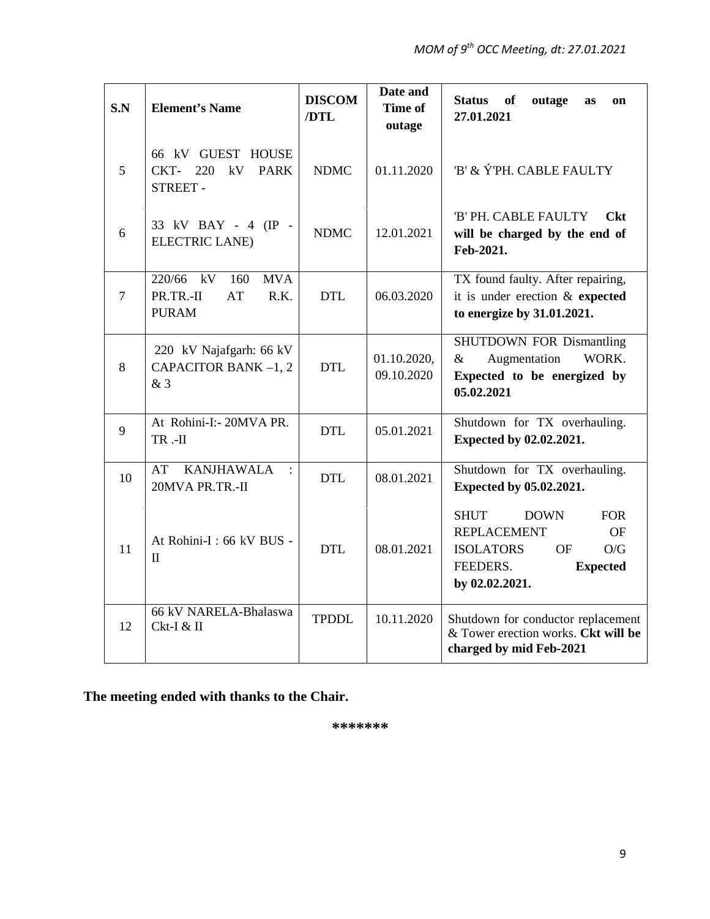| S.N | Element's Name | DISCOM /DTL | Date and Time of outage | Status of outage as on 27.01.2021 |
|---|---|---|---|---|
| 5 | 66 kV GUEST HOUSE CKT- 220 kV PARK STREET - | NDMC | 01.11.2020 | 'B' & Ý'PH. CABLE FAULTY |
| 6 | 33 kV BAY - 4 (IP - ELECTRIC LANE) | NDMC | 12.01.2021 | 'B' PH. CABLE FAULTY **Ckt will be charged by the end of Feb-2021.** |
| 7 | 220/66 kV 160 MVA PR.TR.-II AT R.K. PURAM | DTL | 06.03.2020 | TX found faulty. After repairing, it is under erection & **expected to energize by 31.01.2021.** |
| 8 | 220 kV Najafgarh: 66 kV CAPACITOR BANK –1, 2 & 3 | DTL | 01.10.2020, 09.10.2020 | SHUTDOWN FOR Dismantling & Augmentation WORK. **Expected to be energized by 05.02.2021** |
| 9 | At Rohini-I:- 20MVA PR. TR .-II | DTL | 05.01.2021 | Shutdown for TX overhauling. **Expected by 02.02.2021.** |
| 10 | AT KANJHAWALA : 20MVA PR.TR.-II | DTL | 08.01.2021 | Shutdown for TX overhauling. **Expected by 05.02.2021.** |
| 11 | At Rohini-I : 66 kV BUS - II | DTL | 08.01.2021 | SHUT DOWN FOR REPLACEMENT OF ISOLATORS OF O/G FEEDERS. **Expected by 02.02.2021.** |
| 12 | 66 kV NARELA-Bhalaswa Ckt-I & II | TPDDL | 10.11.2020 | Shutdown for conductor replacement & Tower erection works. **Ckt will be charged by mid Feb-2021** |

**The meeting ended with thanks to the Chair.**

*******